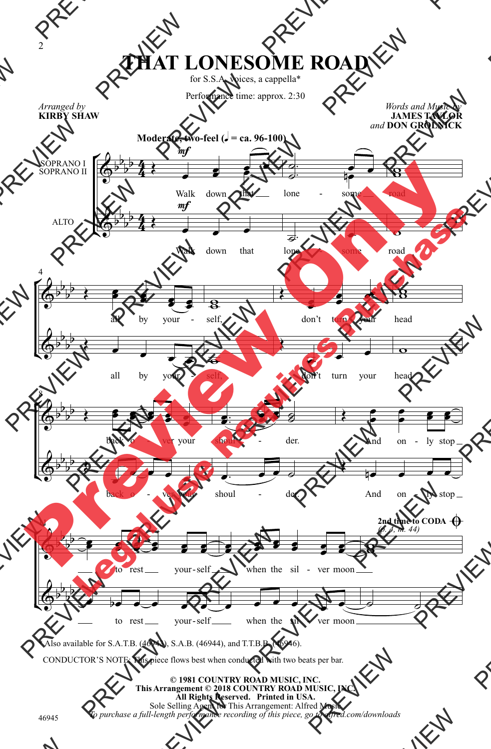# THAT LONESOME ROAD

for S.S.A. voices, a cappella*

Performance time: approx. 2:30

*Arranged by*
**KIRBY SHAW**

*Words and Music by*
**JAMES TAYLOR**
*and* **DON GROLNICK**

**Moderate, two-feel (♩ = ca. 96-100)**

SOPRANO I / SOPRANO II: Walk down that lone - some road all by your - self, don't turn your head back o - ver your shoul - der. And on - ly stop to rest your - self when the sil - ver moon

ALTO: Walk down that lone - some road all by your - self, don't turn your head back o - ver your shoul - der. And on - ly stop to rest your - self when the sil - ver moon

2nd time to CODA (p. 4, m. 44)

*Also available for S.A.T.B. (46943), S.A.B. (46944), and T.T.B.B. (46946).

CONDUCTOR'S NOTE: This piece flows best when conducted with two beats per bar.

**© 1981 COUNTRY ROAD MUSIC, INC.**
**This Arrangement © 2018 COUNTRY ROAD MUSIC, INC.**
**All Rights Reserved. Printed in USA.**
Sole Selling Agent for This Arrangement: Alfred Music
*To purchase a full-length performance recording of this piece, go to alfred.com/downloads*

46945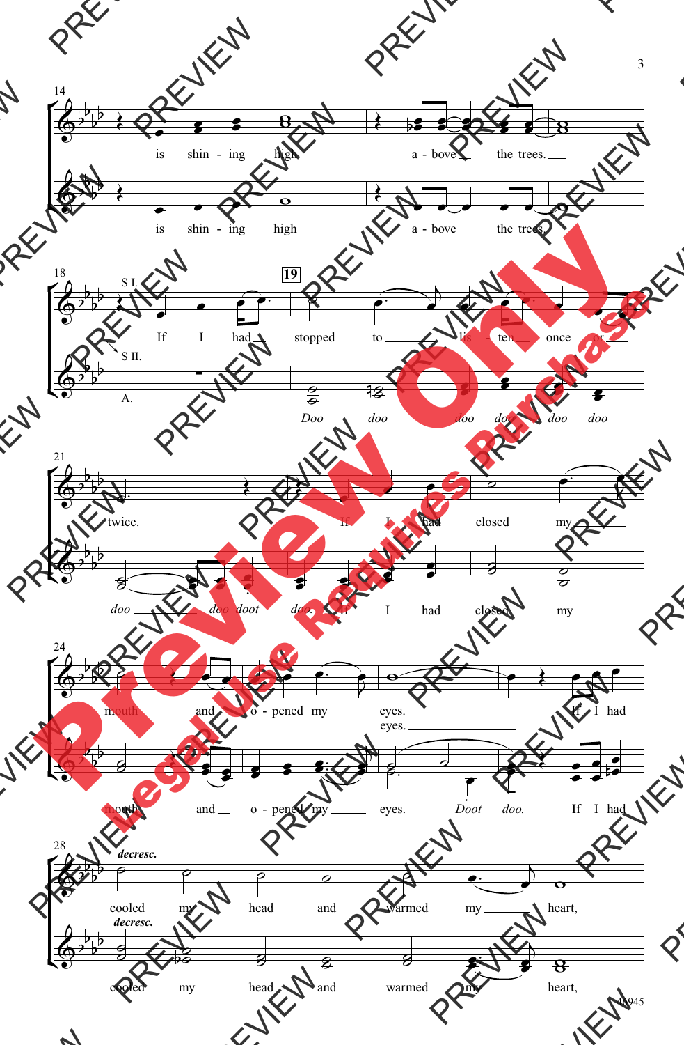14

is shin - ing high a - bove the trees.

is shin - ing high a - bove the trees.

18

S I.

If I had stopped to lis - ten once or

S II.

A.

**19**

*Doo doo doo doo doo doo*

21

twice. If I had closed my

*doo doo doot doo.* If I had closed my

24

mouth and o - pened my eyes. If I had

eyes.

mouth and o - pened my eyes. *Doot doo.* If I had

28

*decresc.*

cooled my head and warmed my heart,

*decresc.*

cooled my head and warmed my heart,